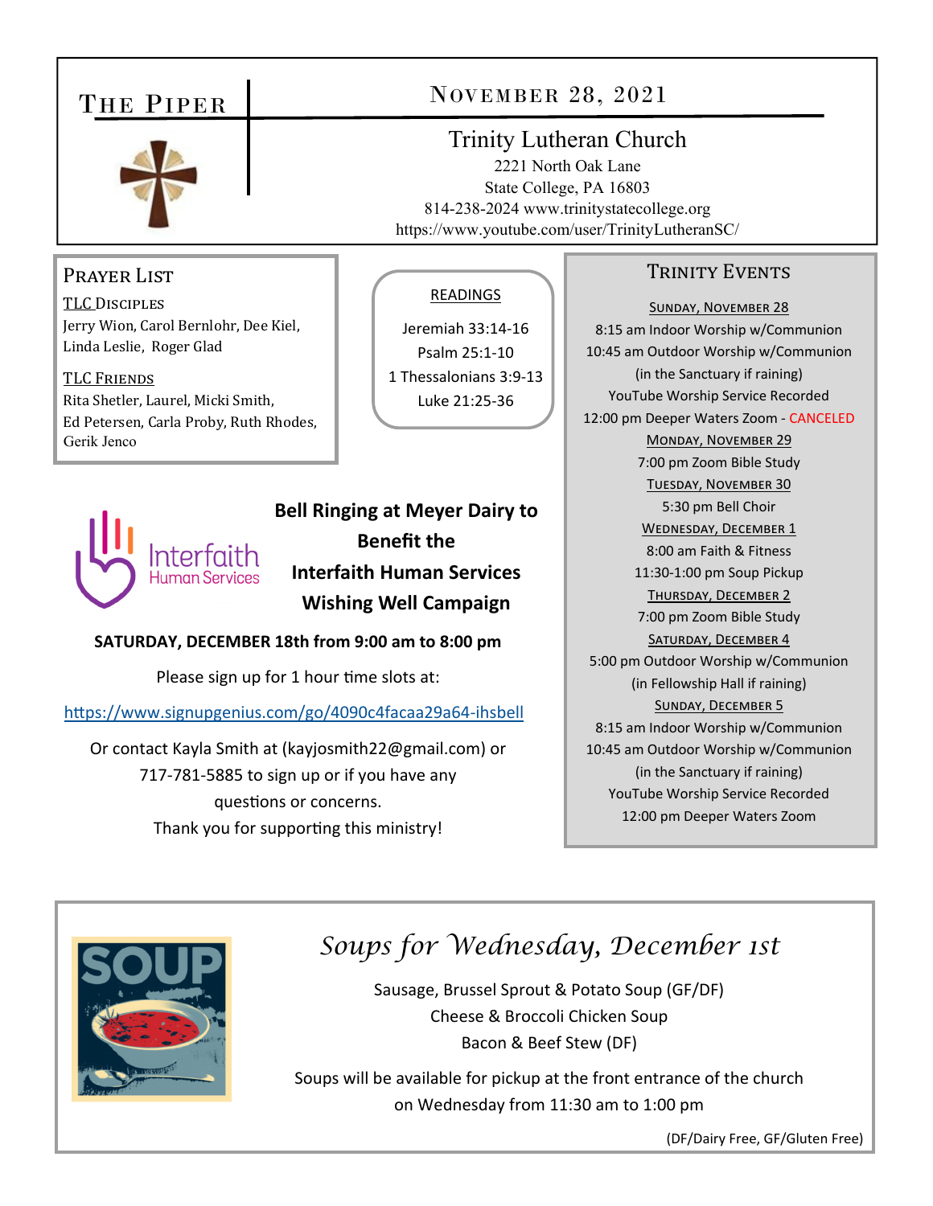# The Piper

## November 28, 2021

**Trinity Lutheran Church**
2221 North Oak Lane
State College, PA 16803
814-238-2024 www.trinitystatecollege.org
https://www.youtube.com/user/TrinityLutheranSC/

## Prayer List

**TLC Disciples**
Jerry Wion, Carol Bernlohr, Dee Kiel, Linda Leslie, Roger Glad

**TLC Friends**
Rita Shetler, Laurel, Micki Smith, Ed Petersen, Carla Proby, Ruth Rhodes, Gerik Jenco

## Readings

Jeremiah 33:14-16
Psalm 25:1-10
1 Thessalonians 3:9-13
Luke 21:25-36

## Bell Ringing at Meyer Dairy to Benefit the Interfaith Human Services Wishing Well Campaign

Interfaith Human Services

**SATURDAY, DECEMBER 18th from 9:00 am to 8:00 pm**

Please sign up for 1 hour time slots at:

https://www.signupgenius.com/go/4090c4facaa29a64-ihsbell

Or contact Kayla Smith at (kayjosmith22@gmail.com) or 717-781-5885 to sign up or if you have any questions or concerns.
Thank you for supporting this ministry!

## Trinity Events

**Sunday, November 28**
8:15 am Indoor Worship w/Communion
10:45 am Outdoor Worship w/Communion (in the Sanctuary if raining)
YouTube Worship Service Recorded
12:00 pm Deeper Waters Zoom - CANCELED

**Monday, November 29**
7:00 pm Zoom Bible Study

**Tuesday, November 30**
5:30 pm Bell Choir

**Wednesday, December 1**
8:00 am Faith & Fitness
11:30-1:00 pm Soup Pickup

**Thursday, December 2**
7:00 pm Zoom Bible Study

**Saturday, December 4**
5:00 pm Outdoor Worship w/Communion (in Fellowship Hall if raining)

**Sunday, December 5**
8:15 am Indoor Worship w/Communion
10:45 am Outdoor Worship w/Communion (in the Sanctuary if raining)
YouTube Worship Service Recorded
12:00 pm Deeper Waters Zoom

## *Soups for Wednesday, December 1st*

Sausage, Brussel Sprout & Potato Soup (GF/DF)
Cheese & Broccoli Chicken Soup
Bacon & Beef Stew (DF)

Soups will be available for pickup at the front entrance of the church on Wednesday from 11:30 am to 1:00 pm

(DF/Dairy Free, GF/Gluten Free)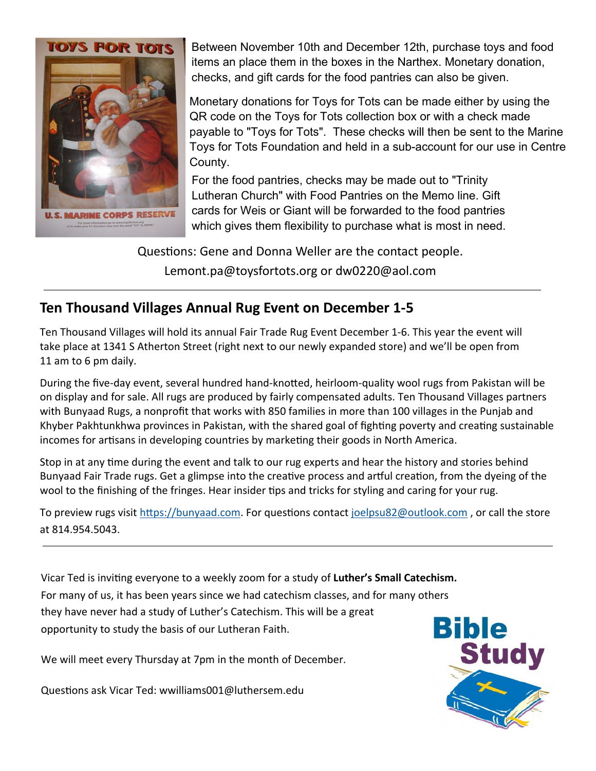Between November 10th and December 12th, purchase toys and food items an place them in the boxes in the Narthex. Monetary donation, checks, and gift cards for the food pantries can also be given.

Monetary donations for Toys for Tots can be made either by using the QR code on the Toys for Tots collection box or with a check made payable to "Toys for Tots". These checks will then be sent to the Marine Toys for Tots Foundation and held in a sub-account for our use in Centre County.

For the food pantries, checks may be made out to "Trinity Lutheran Church" with Food Pantries on the Memo line. Gift cards for Weis or Giant will be forwarded to the food pantries which gives them flexibility to purchase what is most in need.

Questions: Gene and Donna Weller are the contact people.
Lemont.pa@toysfortots.org or dw0220@aol.com

---

## Ten Thousand Villages Annual Rug Event on December 1-5

Ten Thousand Villages will hold its annual Fair Trade Rug Event December 1-6. This year the event will take place at 1341 S Atherton Street (right next to our newly expanded store) and we'll be open from 11 am to 6 pm daily.

During the five-day event, several hundred hand-knotted, heirloom-quality wool rugs from Pakistan will be on display and for sale. All rugs are produced by fairly compensated adults. Ten Thousand Villages partners with Bunyaad Rugs, a nonprofit that works with 850 families in more than 100 villages in the Punjab and Khyber Pakhtunkhwa provinces in Pakistan, with the shared goal of fighting poverty and creating sustainable incomes for artisans in developing countries by marketing their goods in North America.

Stop in at any time during the event and talk to our rug experts and hear the history and stories behind Bunyaad Fair Trade rugs. Get a glimpse into the creative process and artful creation, from the dyeing of the wool to the finishing of the fringes. Hear insider tips and tricks for styling and caring for your rug.

To preview rugs visit https://bunyaad.com. For questions contact joelpsu82@outlook.com , or call the store at 814.954.5043.

---

Vicar Ted is inviting everyone to a weekly zoom for a study of **Luther's Small Catechism.** For many of us, it has been years since we had catechism classes, and for many others they have never had a study of Luther's Catechism. This will be a great opportunity to study the basis of our Lutheran Faith.

We will meet every Thursday at 7pm in the month of December.

Questions ask Vicar Ted: wwilliams001@luthersem.edu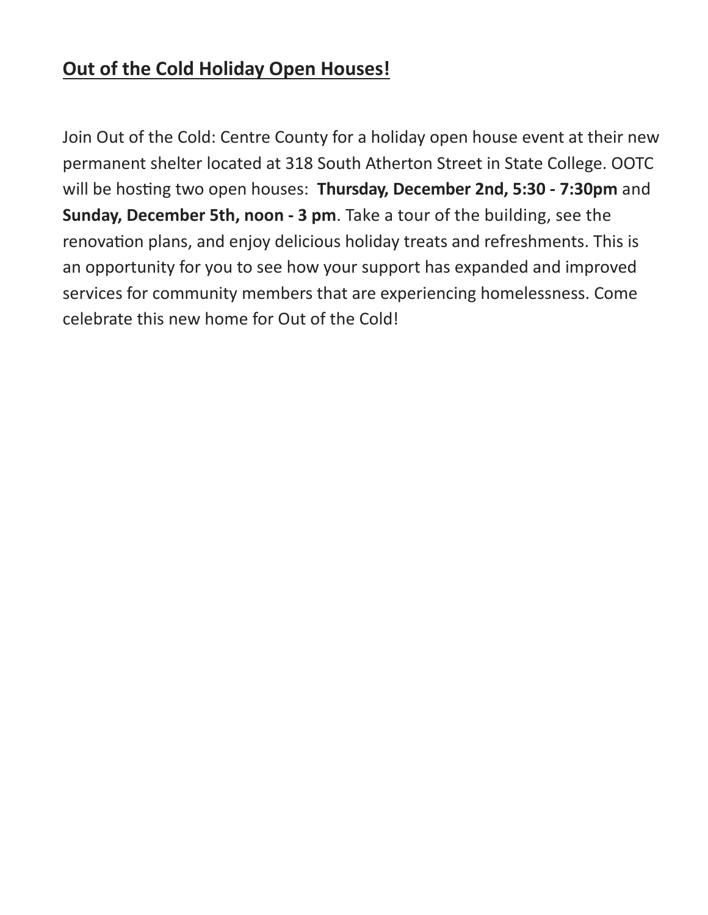## Out of the Cold Holiday Open Houses!

Join Out of the Cold: Centre County for a holiday open house event at their new permanent shelter located at 318 South Atherton Street in State College. OOTC will be hosting two open houses: **Thursday, December 2nd, 5:30 - 7:30pm** and **Sunday, December 5th, noon - 3 pm**. Take a tour of the building, see the renovation plans, and enjoy delicious holiday treats and refreshments. This is an opportunity for you to see how your support has expanded and improved services for community members that are experiencing homelessness. Come celebrate this new home for Out of the Cold!